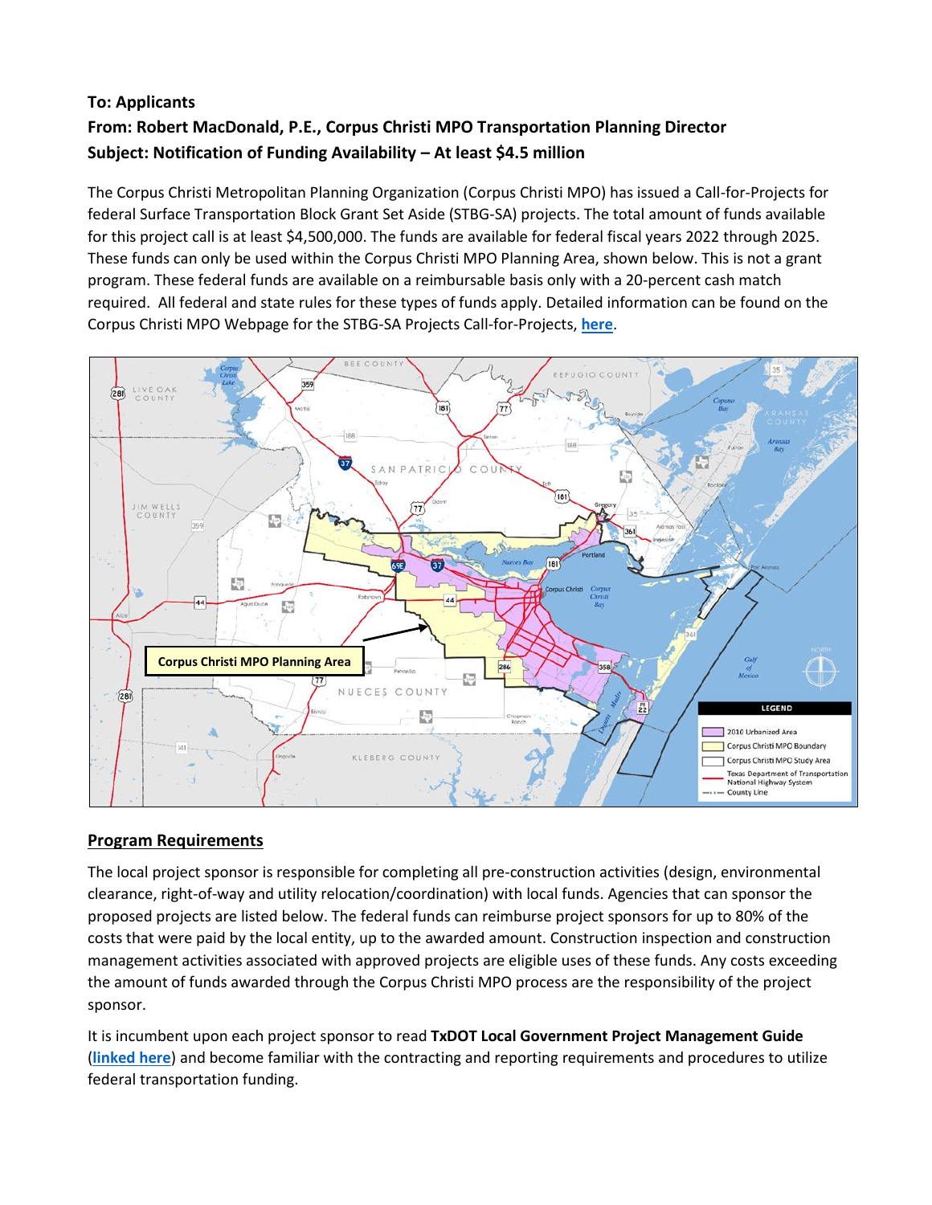**To: Applicants**

**From: Robert MacDonald, P.E., Corpus Christi MPO Transportation Planning Director**

**Subject: Notification of Funding Availability – At least $4.5 million**

The Corpus Christi Metropolitan Planning Organization (Corpus Christi MPO) has issued a Call-for-Projects for federal Surface Transportation Block Grant Set Aside (STBG-SA) projects. The total amount of funds available for this project call is at least $4,500,000. The funds are available for federal fiscal years 2022 through 2025. These funds can only be used within the Corpus Christi MPO Planning Area, shown below. This is not a grant program. These federal funds are available on a reimbursable basis only with a 20-percent cash match required. All federal and state rules for these types of funds apply. Detailed information can be found on the Corpus Christi MPO Webpage for the STBG-SA Projects Call-for-Projects, **here**.

## Program Requirements

The local project sponsor is responsible for completing all pre-construction activities (design, environmental clearance, right-of-way and utility relocation/coordination) with local funds. Agencies that can sponsor the proposed projects are listed below. The federal funds can reimburse project sponsors for up to 80% of the costs that were paid by the local entity, up to the awarded amount. Construction inspection and construction management activities associated with approved projects are eligible uses of these funds. Any costs exceeding the amount of funds awarded through the Corpus Christi MPO process are the responsibility of the project sponsor.

It is incumbent upon each project sponsor to read **TxDOT Local Government Project Management Guide** (**linked here**) and become familiar with the contracting and reporting requirements and procedures to utilize federal transportation funding.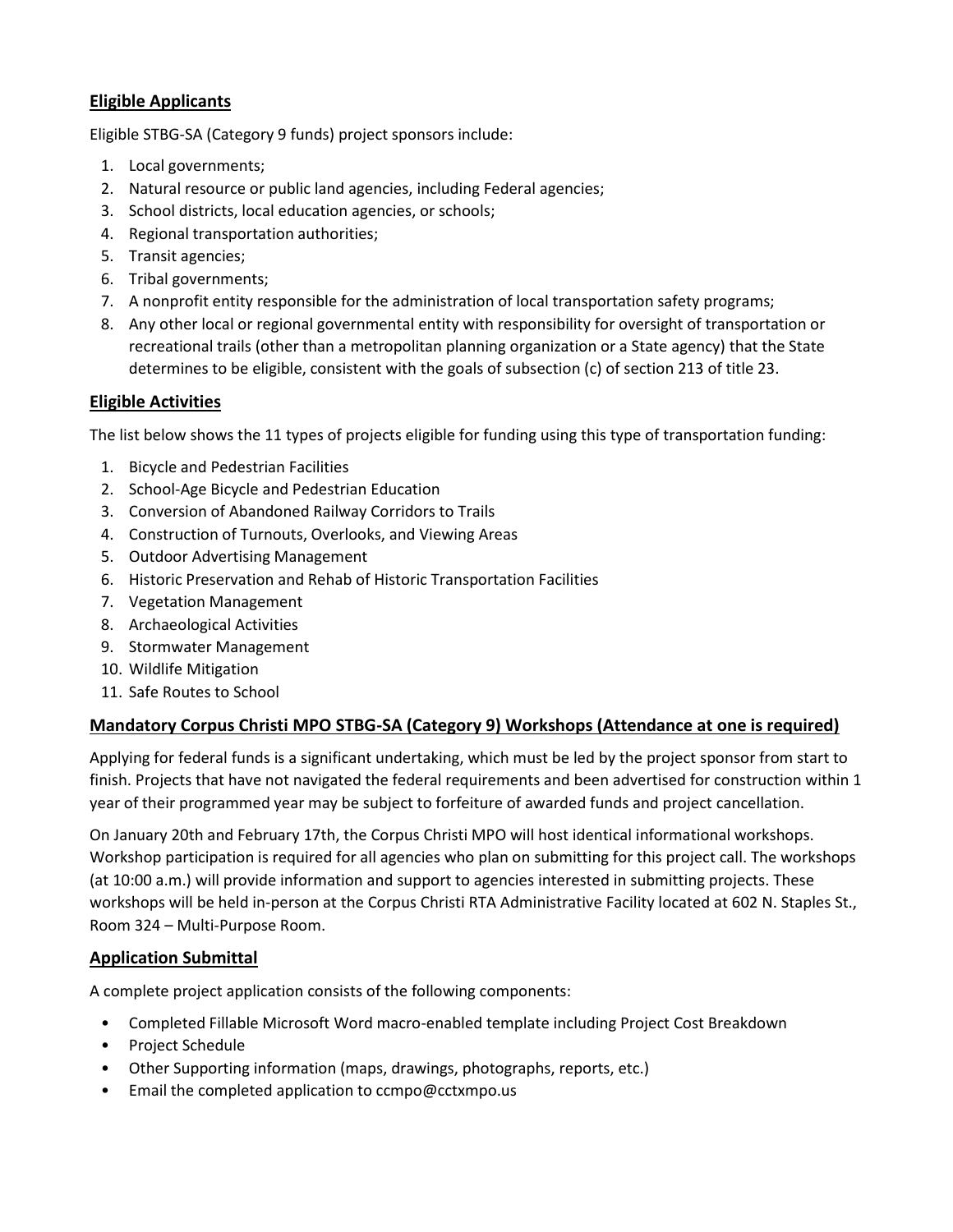## Eligible Applicants

Eligible STBG-SA (Category 9 funds) project sponsors include:

1. Local governments;
2. Natural resource or public land agencies, including Federal agencies;
3. School districts, local education agencies, or schools;
4. Regional transportation authorities;
5. Transit agencies;
6. Tribal governments;
7. A nonprofit entity responsible for the administration of local transportation safety programs;
8. Any other local or regional governmental entity with responsibility for oversight of transportation or recreational trails (other than a metropolitan planning organization or a State agency) that the State determines to be eligible, consistent with the goals of subsection (c) of section 213 of title 23.

## Eligible Activities

The list below shows the 11 types of projects eligible for funding using this type of transportation funding:

1. Bicycle and Pedestrian Facilities
2. School-Age Bicycle and Pedestrian Education
3. Conversion of Abandoned Railway Corridors to Trails
4. Construction of Turnouts, Overlooks, and Viewing Areas
5. Outdoor Advertising Management
6. Historic Preservation and Rehab of Historic Transportation Facilities
7. Vegetation Management
8. Archaeological Activities
9. Stormwater Management
10. Wildlife Mitigation
11. Safe Routes to School

## Mandatory Corpus Christi MPO STBG-SA (Category 9) Workshops (Attendance at one is required)

Applying for federal funds is a significant undertaking, which must be led by the project sponsor from start to finish. Projects that have not navigated the federal requirements and been advertised for construction within 1 year of their programmed year may be subject to forfeiture of awarded funds and project cancellation.

On January 20th and February 17th, the Corpus Christi MPO will host identical informational workshops. Workshop participation is required for all agencies who plan on submitting for this project call. The workshops (at 10:00 a.m.) will provide information and support to agencies interested in submitting projects. These workshops will be held in-person at the Corpus Christi RTA Administrative Facility located at 602 N. Staples St., Room 324 – Multi-Purpose Room.

## Application Submittal

A complete project application consists of the following components:

- Completed Fillable Microsoft Word macro-enabled template including Project Cost Breakdown
- Project Schedule
- Other Supporting information (maps, drawings, photographs, reports, etc.)
- Email the completed application to ccmpo@cctxmpo.us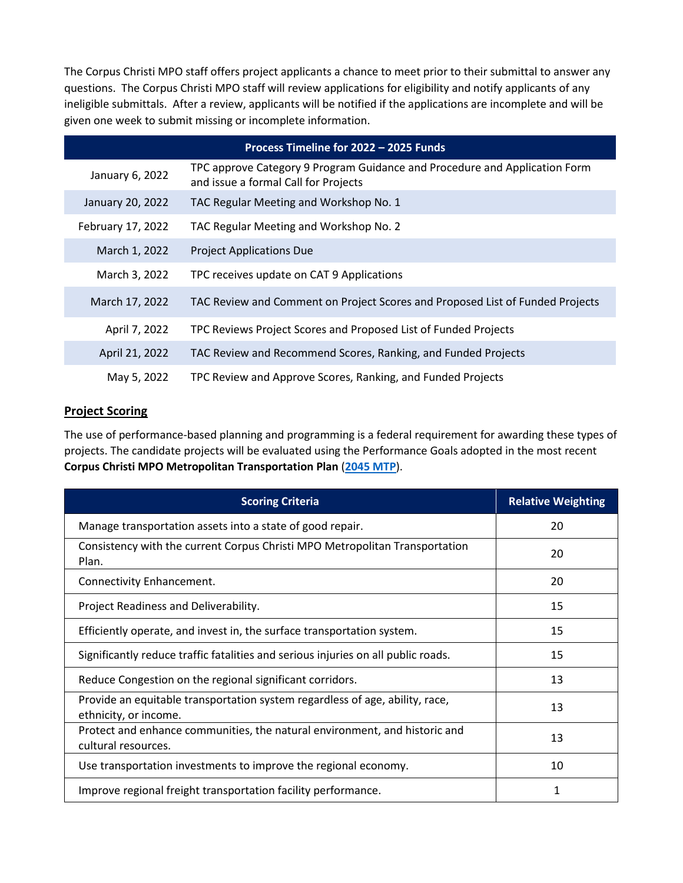The Corpus Christi MPO staff offers project applicants a chance to meet prior to their submittal to answer any questions. The Corpus Christi MPO staff will review applications for eligibility and notify applicants of any ineligible submittals. After a review, applicants will be notified if the applications are incomplete and will be given one week to submit missing or incomplete information.

| Process Timeline for 2022 – 2025 Funds | |
|---|---|
| January 6, 2022 | TPC approve Category 9 Program Guidance and Procedure and Application Form and issue a formal Call for Projects |
| January 20, 2022 | TAC Regular Meeting and Workshop No. 1 |
| February 17, 2022 | TAC Regular Meeting and Workshop No. 2 |
| March 1, 2022 | Project Applications Due |
| March 3, 2022 | TPC receives update on CAT 9 Applications |
| March 17, 2022 | TAC Review and Comment on Project Scores and Proposed List of Funded Projects |
| April 7, 2022 | TPC Reviews Project Scores and Proposed List of Funded Projects |
| April 21, 2022 | TAC Review and Recommend Scores, Ranking, and Funded Projects |
| May 5, 2022 | TPC Review and Approve Scores, Ranking, and Funded Projects |

## Project Scoring

The use of performance-based planning and programming is a federal requirement for awarding these types of projects. The candidate projects will be evaluated using the Performance Goals adopted in the most recent **Corpus Christi MPO Metropolitan Transportation Plan** (**2045 MTP**).

| Scoring Criteria | Relative Weighting |
|---|---|
| Manage transportation assets into a state of good repair. | 20 |
| Consistency with the current Corpus Christi MPO Metropolitan Transportation Plan. | 20 |
| Connectivity Enhancement. | 20 |
| Project Readiness and Deliverability. | 15 |
| Efficiently operate, and invest in, the surface transportation system. | 15 |
| Significantly reduce traffic fatalities and serious injuries on all public roads. | 15 |
| Reduce Congestion on the regional significant corridors. | 13 |
| Provide an equitable transportation system regardless of age, ability, race, ethnicity, or income. | 13 |
| Protect and enhance communities, the natural environment, and historic and cultural resources. | 13 |
| Use transportation investments to improve the regional economy. | 10 |
| Improve regional freight transportation facility performance. | 1 |